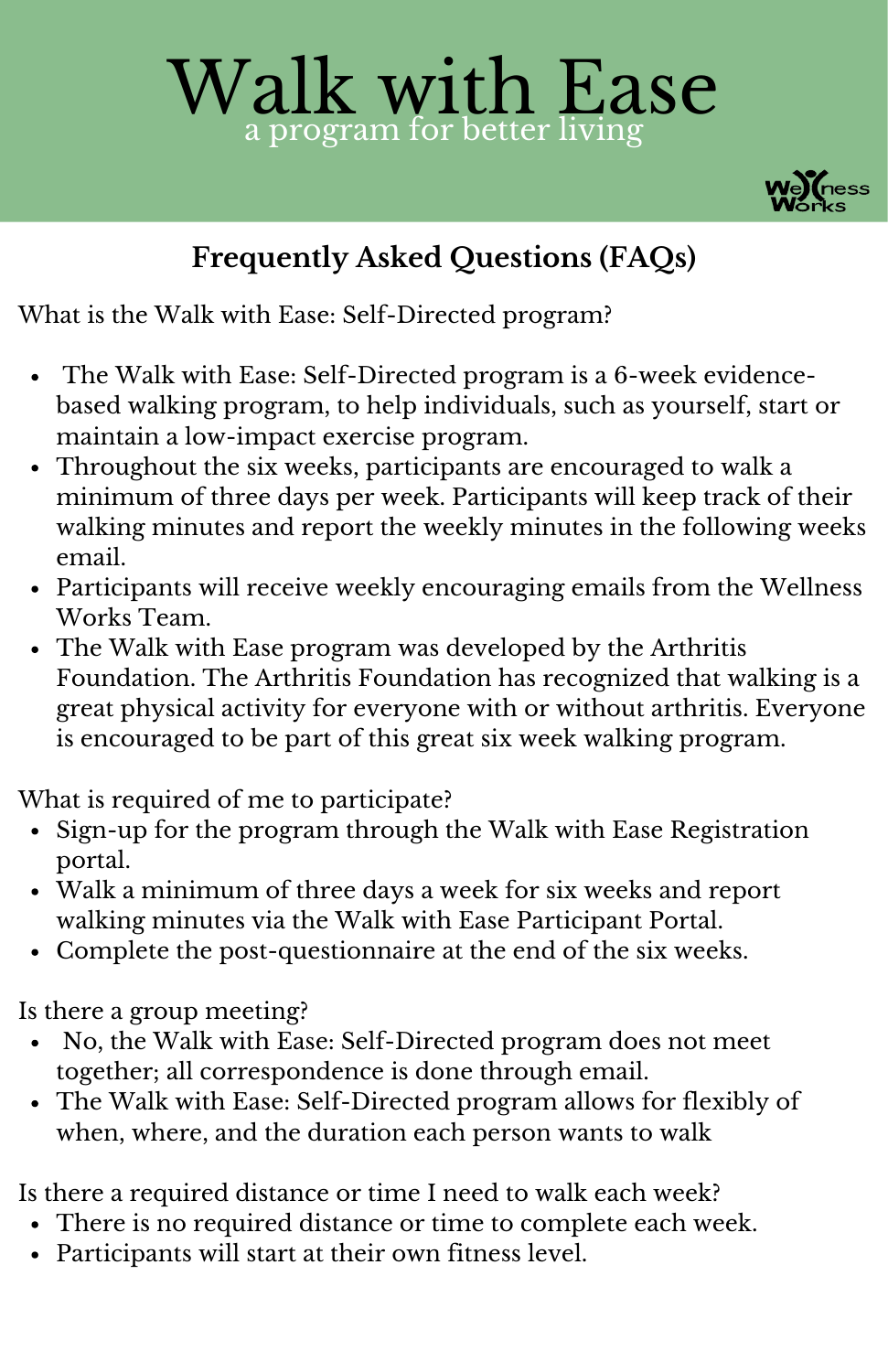# Walk with Ease

a program for better living

Wellness Works

## Frequently Asked Questions (FAQs)

What is the Walk with Ease: Self-Directed program?

- The Walk with Ease: Self-Directed program is a 6-week evidence-based walking program, to help individuals, such as yourself, start or maintain a low-impact exercise program.
- Throughout the six weeks, participants are encouraged to walk a minimum of three days per week. Participants will keep track of their walking minutes and report the weekly minutes in the following weeks email.
- Participants will receive weekly encouraging emails from the Wellness Works Team.
- The Walk with Ease program was developed by the Arthritis Foundation. The Arthritis Foundation has recognized that walking is a great physical activity for everyone with or without arthritis. Everyone is encouraged to be part of this great six week walking program.

What is required of me to participate?

- Sign-up for the program through the Walk with Ease Registration portal.
- Walk a minimum of three days a week for six weeks and report walking minutes via the Walk with Ease Participant Portal.
- Complete the post-questionnaire at the end of the six weeks.

Is there a group meeting?

- No, the Walk with Ease: Self-Directed program does not meet together; all correspondence is done through email.
- The Walk with Ease: Self-Directed program allows for flexibly of when, where, and the duration each person wants to walk

Is there a required distance or time I need to walk each week?

- There is no required distance or time to complete each week.
- Participants will start at their own fitness level.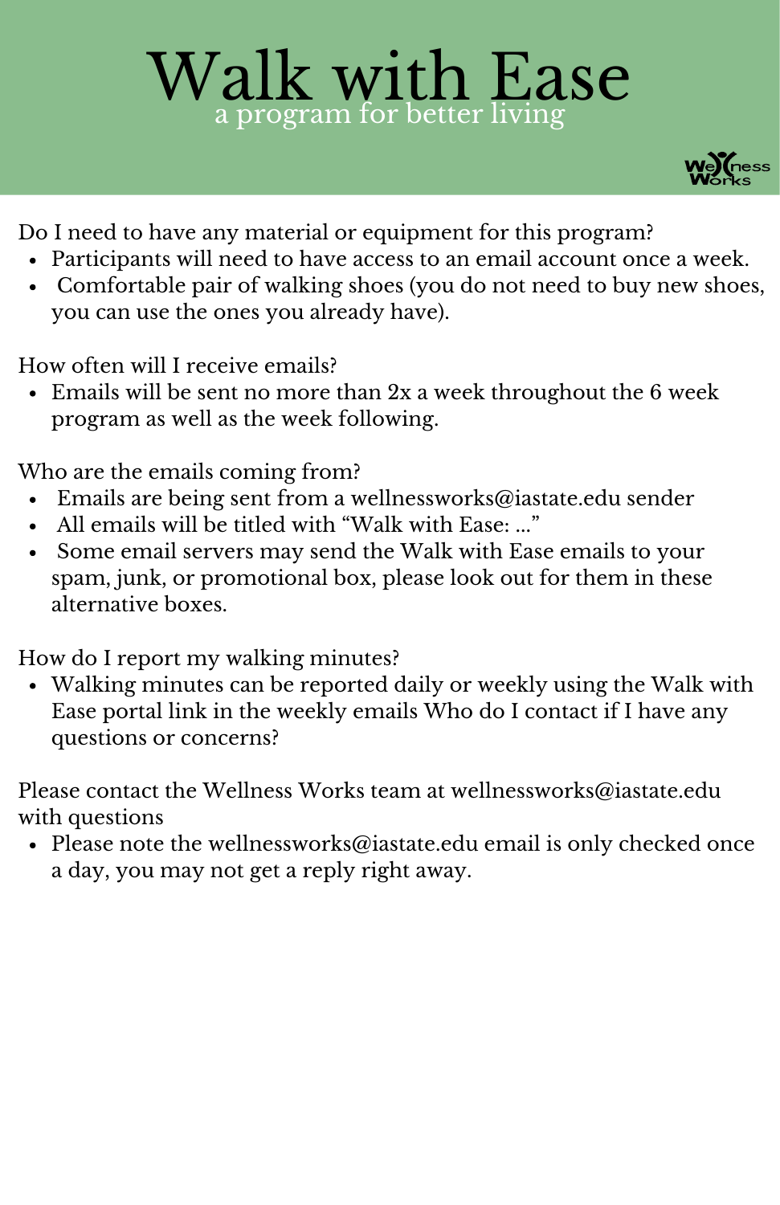# Walk with Ease

a program for better living

Wellness Works

Do I need to have any material or equipment for this program?

- Participants will need to have access to an email account once a week.
- Comfortable pair of walking shoes (you do not need to buy new shoes, you can use the ones you already have).

How often will I receive emails?

- Emails will be sent no more than 2x a week throughout the 6 week program as well as the week following.

Who are the emails coming from?

- Emails are being sent from a wellnessworks@iastate.edu sender
- All emails will be titled with "Walk with Ease: ..."
- Some email servers may send the Walk with Ease emails to your spam, junk, or promotional box, please look out for them in these alternative boxes.

How do I report my walking minutes?

- Walking minutes can be reported daily or weekly using the Walk with Ease portal link in the weekly emails Who do I contact if I have any questions or concerns?

Please contact the Wellness Works team at wellnessworks@iastate.edu with questions

- Please note the wellnessworks@iastate.edu email is only checked once a day, you may not get a reply right away.